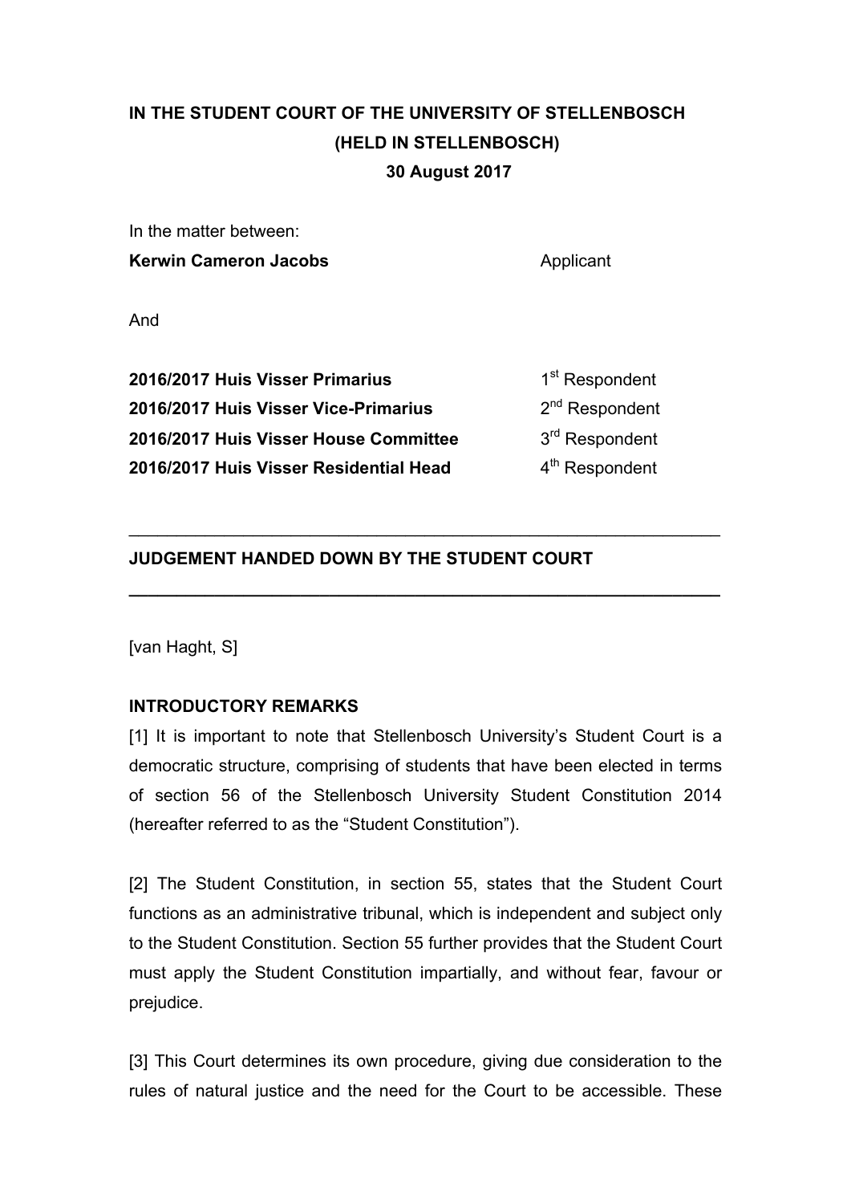**IN THE STUDENT COURT OF THE UNIVERSITY OF STELLENBOSCH**
**(HELD IN STELLENBOSCH)**
**30 August 2017**

In the matter between:

**Kerwin Cameron Jacobs** — Applicant

And

**2016/2017 Huis Visser Primarius** — 1st Respondent
**2016/2017 Huis Visser Vice-Primarius** — 2nd Respondent
**2016/2017 Huis Visser House Committee** — 3rd Respondent
**2016/2017 Huis Visser Residential Head** — 4th Respondent

---

**JUDGEMENT HANDED DOWN BY THE STUDENT COURT**

---

[van Haght, S]

**INTRODUCTORY REMARKS**

[1] It is important to note that Stellenbosch University's Student Court is a democratic structure, comprising of students that have been elected in terms of section 56 of the Stellenbosch University Student Constitution 2014 (hereafter referred to as the "Student Constitution").

[2] The Student Constitution, in section 55, states that the Student Court functions as an administrative tribunal, which is independent and subject only to the Student Constitution. Section 55 further provides that the Student Court must apply the Student Constitution impartially, and without fear, favour or prejudice.

[3] This Court determines its own procedure, giving due consideration to the rules of natural justice and the need for the Court to be accessible. These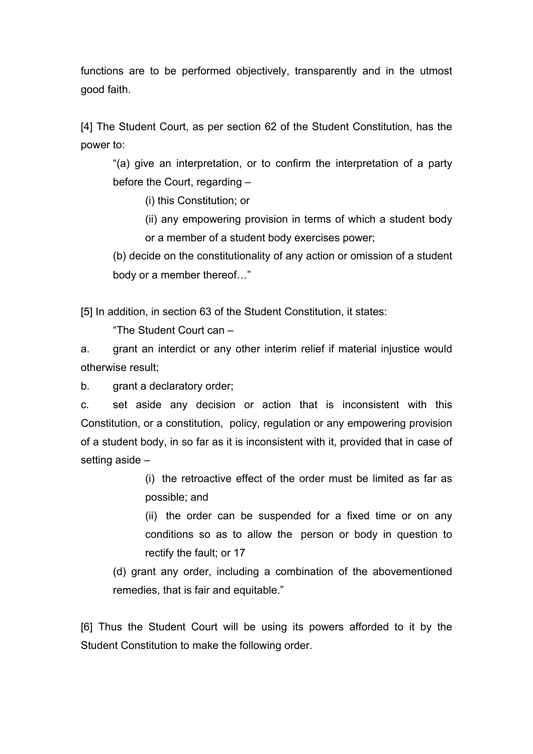functions are to be performed objectively, transparently and in the utmost good faith.

[4] The Student Court, as per section 62 of the Student Constitution, has the power to:

> "(a) give an interpretation, or to confirm the interpretation of a party before the Court, regarding –
>
> (i) this Constitution; or
>
> (ii) any empowering provision in terms of which a student body or a member of a student body exercises power;
>
> (b) decide on the constitutionality of any action or omission of a student body or a member thereof…"

[5] In addition, in section 63 of the Student Constitution, it states:

> "The Student Court can –
>
> a. grant an interdict or any other interim relief if material injustice would otherwise result;
>
> b. grant a declaratory order;
>
> c. set aside any decision or action that is inconsistent with this Constitution, or a constitution, policy, regulation or any empowering provision of a student body, in so far as it is inconsistent with it, provided that in case of setting aside –
>
> (i) the retroactive effect of the order must be limited as far as possible; and
>
> (ii) the order can be suspended for a fixed time or on any conditions so as to allow the person or body in question to rectify the fault; or 17
>
> (d) grant any order, including a combination of the abovementioned remedies, that is fair and equitable."

[6] Thus the Student Court will be using its powers afforded to it by the Student Constitution to make the following order.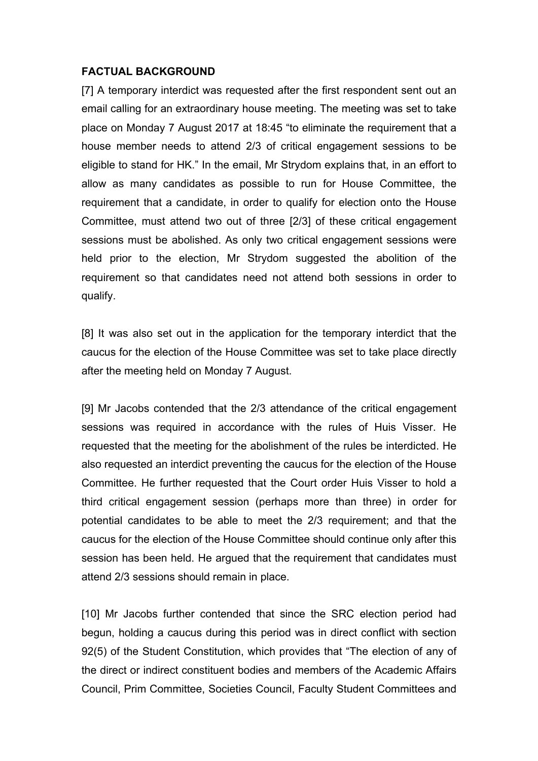**FACTUAL BACKGROUND**

[7] A temporary interdict was requested after the first respondent sent out an email calling for an extraordinary house meeting. The meeting was set to take place on Monday 7 August 2017 at 18:45 "to eliminate the requirement that a house member needs to attend 2/3 of critical engagement sessions to be eligible to stand for HK." In the email, Mr Strydom explains that, in an effort to allow as many candidates as possible to run for House Committee, the requirement that a candidate, in order to qualify for election onto the House Committee, must attend two out of three [2/3] of these critical engagement sessions must be abolished. As only two critical engagement sessions were held prior to the election, Mr Strydom suggested the abolition of the requirement so that candidates need not attend both sessions in order to qualify.

[8] It was also set out in the application for the temporary interdict that the caucus for the election of the House Committee was set to take place directly after the meeting held on Monday 7 August.

[9] Mr Jacobs contended that the 2/3 attendance of the critical engagement sessions was required in accordance with the rules of Huis Visser. He requested that the meeting for the abolishment of the rules be interdicted. He also requested an interdict preventing the caucus for the election of the House Committee. He further requested that the Court order Huis Visser to hold a third critical engagement session (perhaps more than three) in order for potential candidates to be able to meet the 2/3 requirement; and that the caucus for the election of the House Committee should continue only after this session has been held. He argued that the requirement that candidates must attend 2/3 sessions should remain in place.

[10] Mr Jacobs further contended that since the SRC election period had begun, holding a caucus during this period was in direct conflict with section 92(5) of the Student Constitution, which provides that "The election of any of the direct or indirect constituent bodies and members of the Academic Affairs Council, Prim Committee, Societies Council, Faculty Student Committees and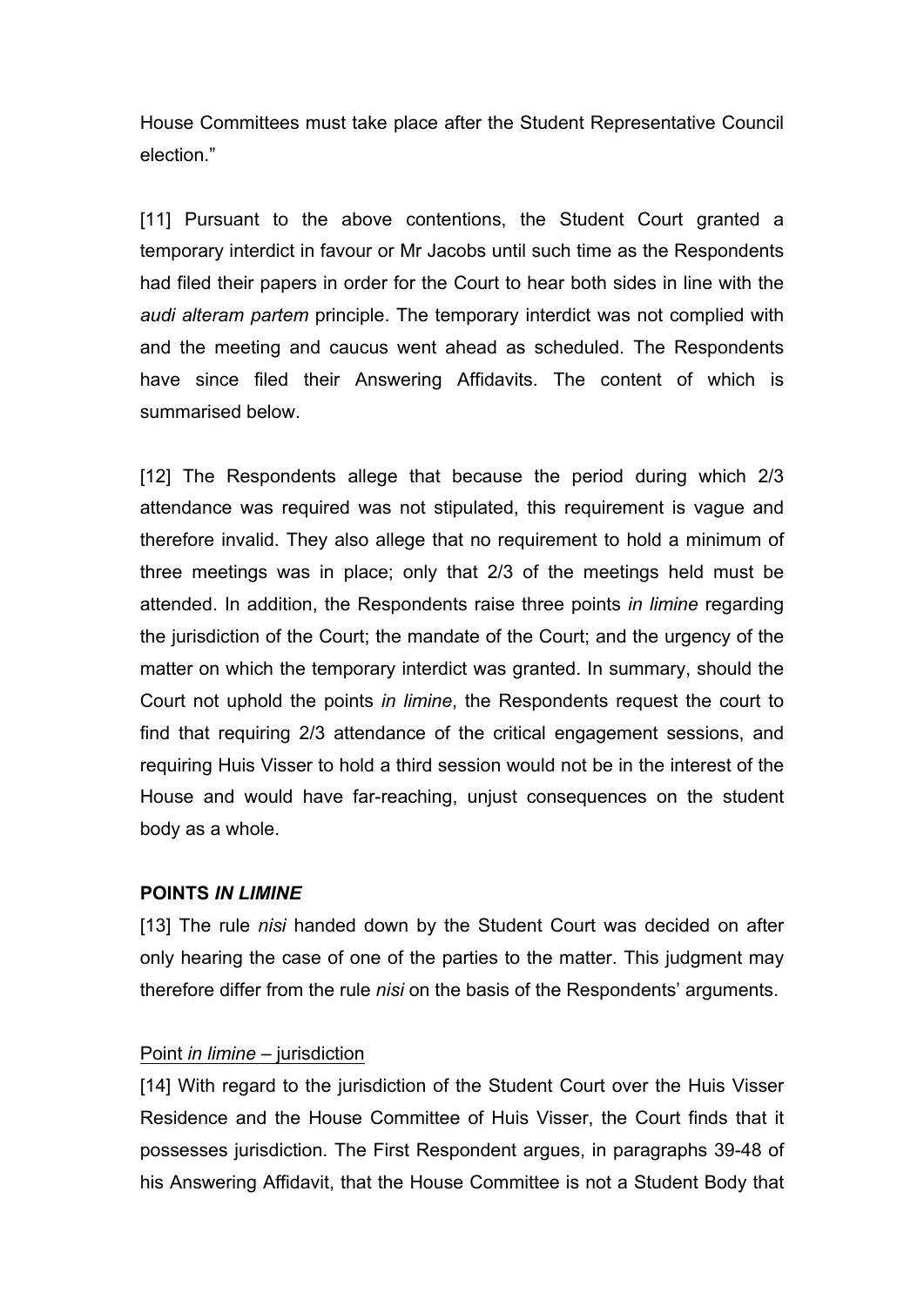House Committees must take place after the Student Representative Council election."

[11] Pursuant to the above contentions, the Student Court granted a temporary interdict in favour or Mr Jacobs until such time as the Respondents had filed their papers in order for the Court to hear both sides in line with the *audi alteram partem* principle. The temporary interdict was not complied with and the meeting and caucus went ahead as scheduled. The Respondents have since filed their Answering Affidavits. The content of which is summarised below.

[12] The Respondents allege that because the period during which 2/3 attendance was required was not stipulated, this requirement is vague and therefore invalid. They also allege that no requirement to hold a minimum of three meetings was in place; only that 2/3 of the meetings held must be attended. In addition, the Respondents raise three points *in limine* regarding the jurisdiction of the Court; the mandate of the Court; and the urgency of the matter on which the temporary interdict was granted. In summary, should the Court not uphold the points *in limine*, the Respondents request the court to find that requiring 2/3 attendance of the critical engagement sessions, and requiring Huis Visser to hold a third session would not be in the interest of the House and would have far-reaching, unjust consequences on the student body as a whole.

**POINTS *IN LIMINE***

[13] The rule *nisi* handed down by the Student Court was decided on after only hearing the case of one of the parties to the matter. This judgment may therefore differ from the rule *nisi* on the basis of the Respondents' arguments.

<u>Point *in limine* – jurisdiction</u>

[14] With regard to the jurisdiction of the Student Court over the Huis Visser Residence and the House Committee of Huis Visser, the Court finds that it possesses jurisdiction. The First Respondent argues, in paragraphs 39-48 of his Answering Affidavit, that the House Committee is not a Student Body that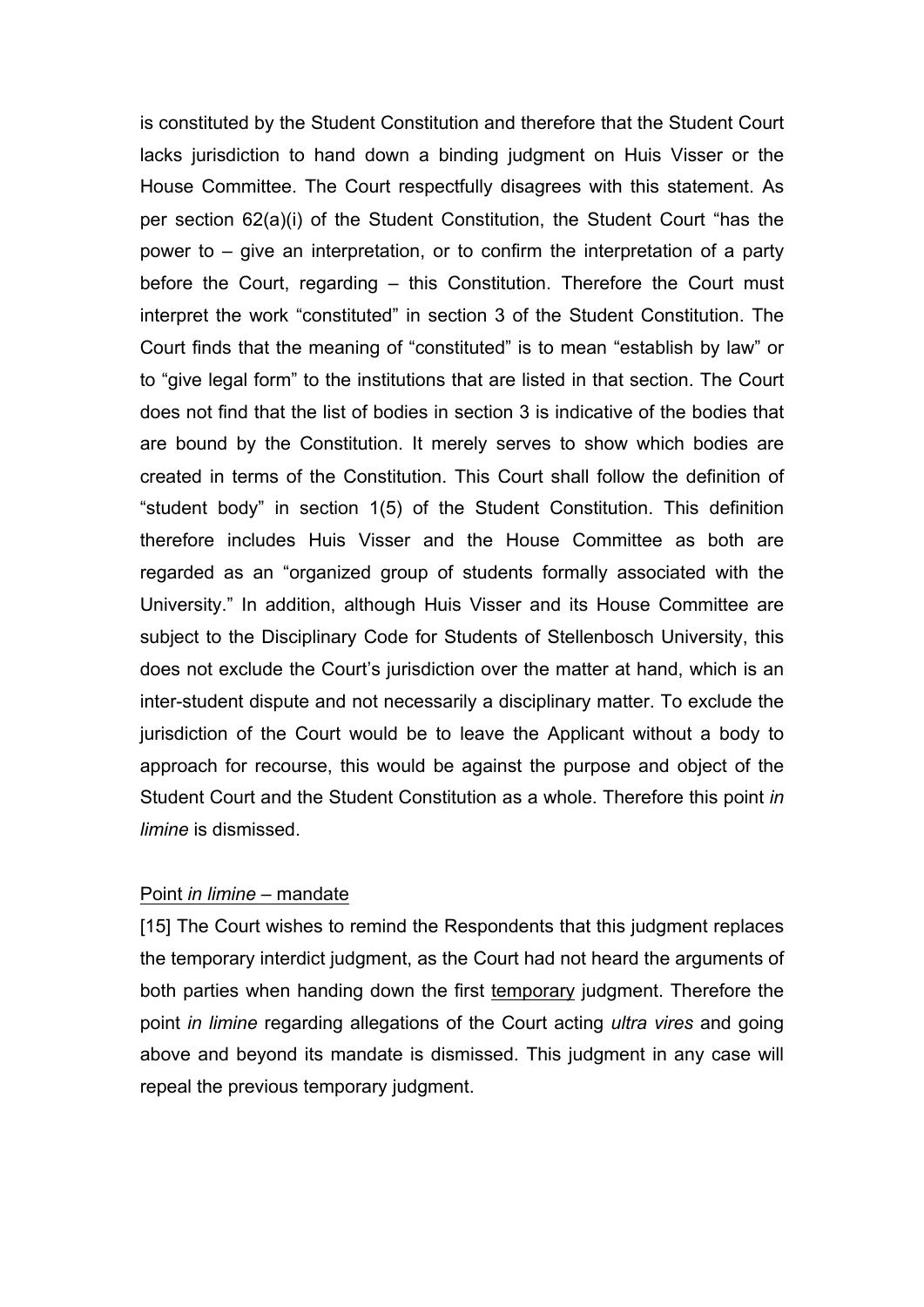is constituted by the Student Constitution and therefore that the Student Court lacks jurisdiction to hand down a binding judgment on Huis Visser or the House Committee. The Court respectfully disagrees with this statement. As per section 62(a)(i) of the Student Constitution, the Student Court "has the power to – give an interpretation, or to confirm the interpretation of a party before the Court, regarding – this Constitution. Therefore the Court must interpret the work "constituted" in section 3 of the Student Constitution. The Court finds that the meaning of "constituted" is to mean "establish by law" or to "give legal form" to the institutions that are listed in that section. The Court does not find that the list of bodies in section 3 is indicative of the bodies that are bound by the Constitution. It merely serves to show which bodies are created in terms of the Constitution. This Court shall follow the definition of "student body" in section 1(5) of the Student Constitution. This definition therefore includes Huis Visser and the House Committee as both are regarded as an "organized group of students formally associated with the University." In addition, although Huis Visser and its House Committee are subject to the Disciplinary Code for Students of Stellenbosch University, this does not exclude the Court's jurisdiction over the matter at hand, which is an inter-student dispute and not necessarily a disciplinary matter. To exclude the jurisdiction of the Court would be to leave the Applicant without a body to approach for recourse, this would be against the purpose and object of the Student Court and the Student Constitution as a whole. Therefore this point *in limine* is dismissed.

Point *in limine* – mandate

[15] The Court wishes to remind the Respondents that this judgment replaces the temporary interdict judgment, as the Court had not heard the arguments of both parties when handing down the first temporary judgment. Therefore the point *in limine* regarding allegations of the Court acting *ultra vires* and going above and beyond its mandate is dismissed. This judgment in any case will repeal the previous temporary judgment.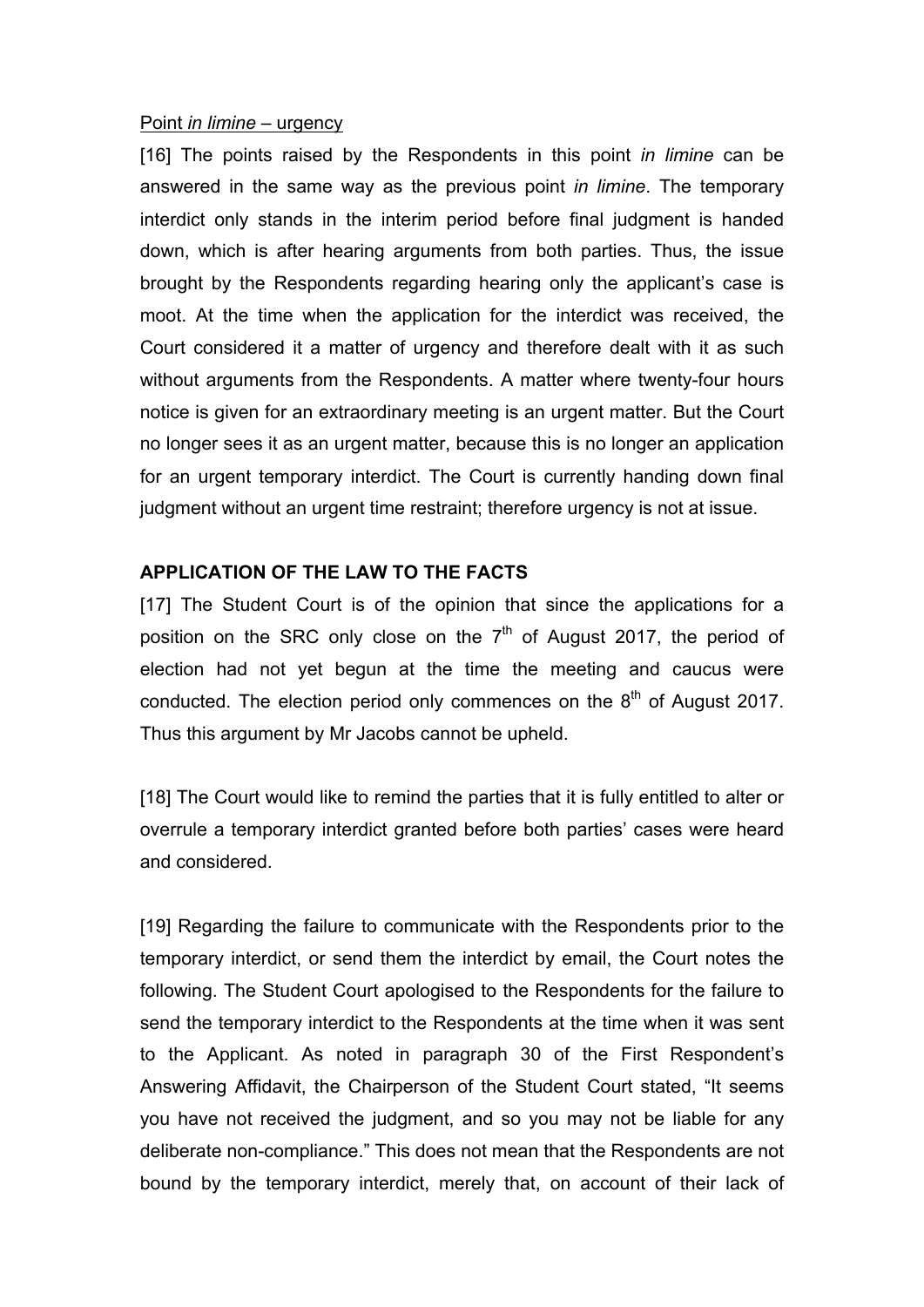Point *in limine* – urgency

[16] The points raised by the Respondents in this point *in limine* can be answered in the same way as the previous point *in limine*. The temporary interdict only stands in the interim period before final judgment is handed down, which is after hearing arguments from both parties. Thus, the issue brought by the Respondents regarding hearing only the applicant's case is moot. At the time when the application for the interdict was received, the Court considered it a matter of urgency and therefore dealt with it as such without arguments from the Respondents. A matter where twenty-four hours notice is given for an extraordinary meeting is an urgent matter. But the Court no longer sees it as an urgent matter, because this is no longer an application for an urgent temporary interdict. The Court is currently handing down final judgment without an urgent time restraint; therefore urgency is not at issue.

**APPLICATION OF THE LAW TO THE FACTS**

[17] The Student Court is of the opinion that since the applications for a position on the SRC only close on the 7th of August 2017, the period of election had not yet begun at the time the meeting and caucus were conducted. The election period only commences on the 8th of August 2017. Thus this argument by Mr Jacobs cannot be upheld.

[18] The Court would like to remind the parties that it is fully entitled to alter or overrule a temporary interdict granted before both parties' cases were heard and considered.

[19] Regarding the failure to communicate with the Respondents prior to the temporary interdict, or send them the interdict by email, the Court notes the following. The Student Court apologised to the Respondents for the failure to send the temporary interdict to the Respondents at the time when it was sent to the Applicant. As noted in paragraph 30 of the First Respondent's Answering Affidavit, the Chairperson of the Student Court stated, "It seems you have not received the judgment, and so you may not be liable for any deliberate non-compliance." This does not mean that the Respondents are not bound by the temporary interdict, merely that, on account of their lack of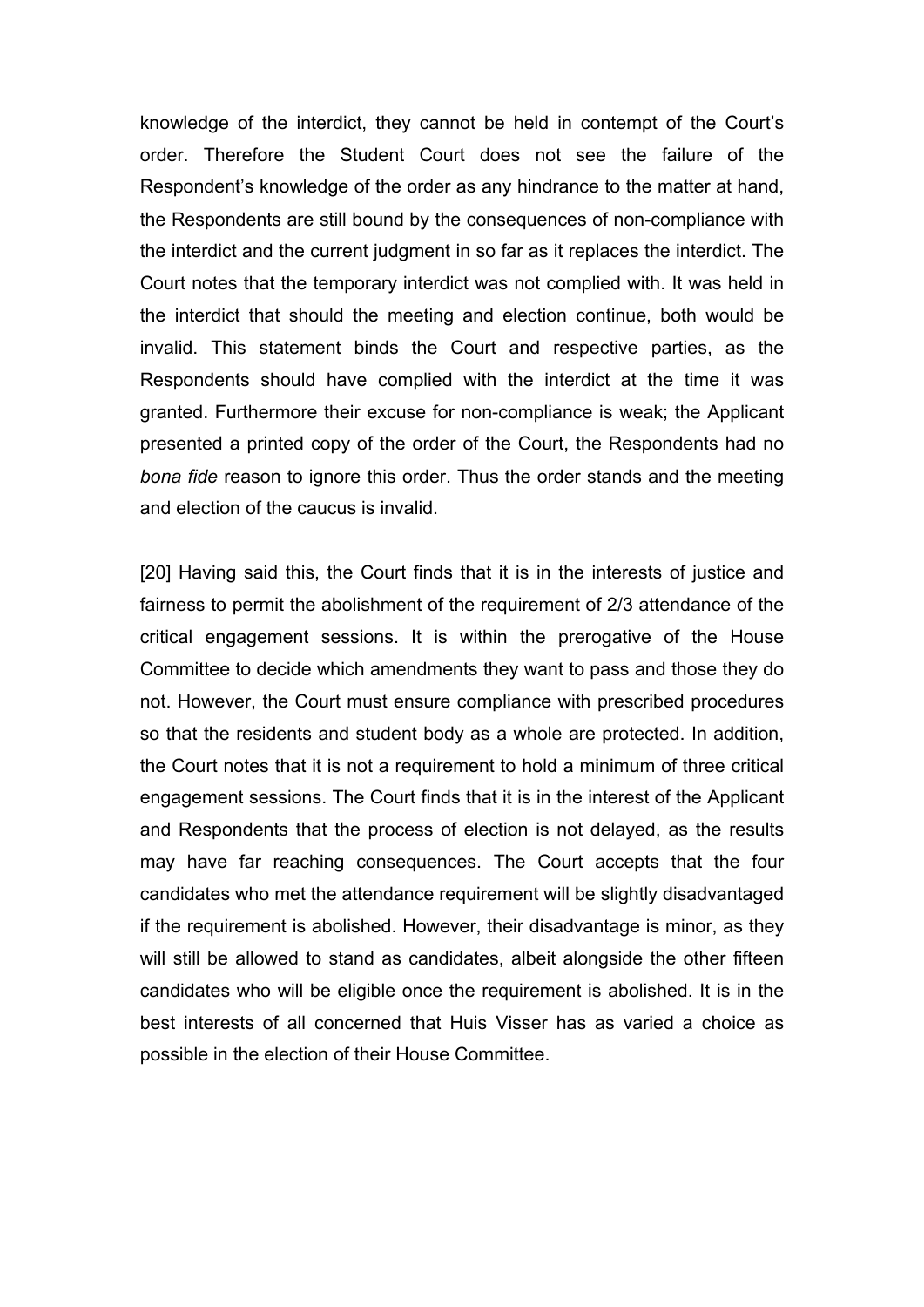knowledge of the interdict, they cannot be held in contempt of the Court's order. Therefore the Student Court does not see the failure of the Respondent's knowledge of the order as any hindrance to the matter at hand, the Respondents are still bound by the consequences of non-compliance with the interdict and the current judgment in so far as it replaces the interdict. The Court notes that the temporary interdict was not complied with. It was held in the interdict that should the meeting and election continue, both would be invalid. This statement binds the Court and respective parties, as the Respondents should have complied with the interdict at the time it was granted. Furthermore their excuse for non-compliance is weak; the Applicant presented a printed copy of the order of the Court, the Respondents had no *bona fide* reason to ignore this order. Thus the order stands and the meeting and election of the caucus is invalid.

[20] Having said this, the Court finds that it is in the interests of justice and fairness to permit the abolishment of the requirement of 2/3 attendance of the critical engagement sessions. It is within the prerogative of the House Committee to decide which amendments they want to pass and those they do not. However, the Court must ensure compliance with prescribed procedures so that the residents and student body as a whole are protected. In addition, the Court notes that it is not a requirement to hold a minimum of three critical engagement sessions. The Court finds that it is in the interest of the Applicant and Respondents that the process of election is not delayed, as the results may have far reaching consequences. The Court accepts that the four candidates who met the attendance requirement will be slightly disadvantaged if the requirement is abolished. However, their disadvantage is minor, as they will still be allowed to stand as candidates, albeit alongside the other fifteen candidates who will be eligible once the requirement is abolished. It is in the best interests of all concerned that Huis Visser has as varied a choice as possible in the election of their House Committee.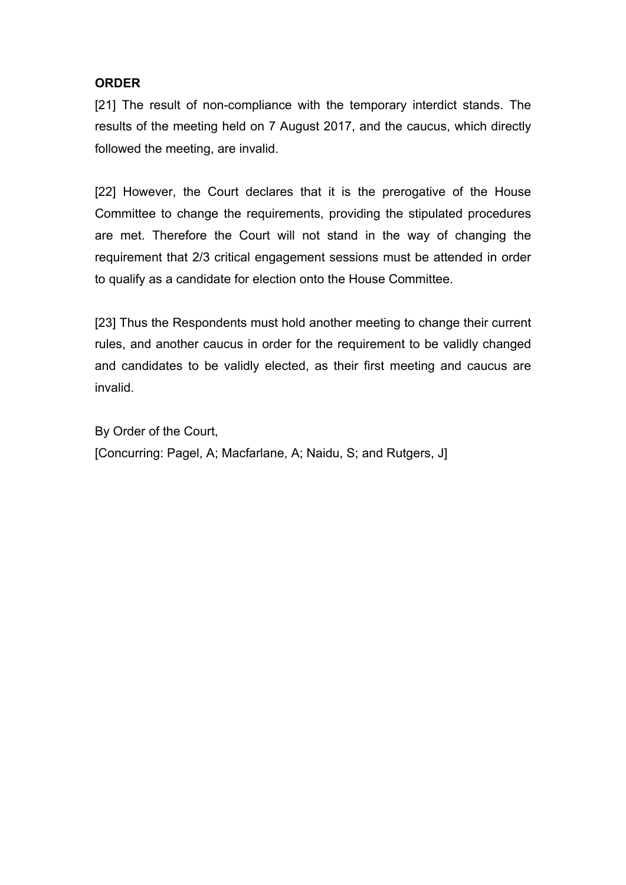**ORDER**

[21] The result of non-compliance with the temporary interdict stands. The results of the meeting held on 7 August 2017, and the caucus, which directly followed the meeting, are invalid.

[22] However, the Court declares that it is the prerogative of the House Committee to change the requirements, providing the stipulated procedures are met. Therefore the Court will not stand in the way of changing the requirement that 2/3 critical engagement sessions must be attended in order to qualify as a candidate for election onto the House Committee.

[23] Thus the Respondents must hold another meeting to change their current rules, and another caucus in order for the requirement to be validly changed and candidates to be validly elected, as their first meeting and caucus are invalid.

By Order of the Court,

[Concurring: Pagel, A; Macfarlane, A; Naidu, S; and Rutgers, J]